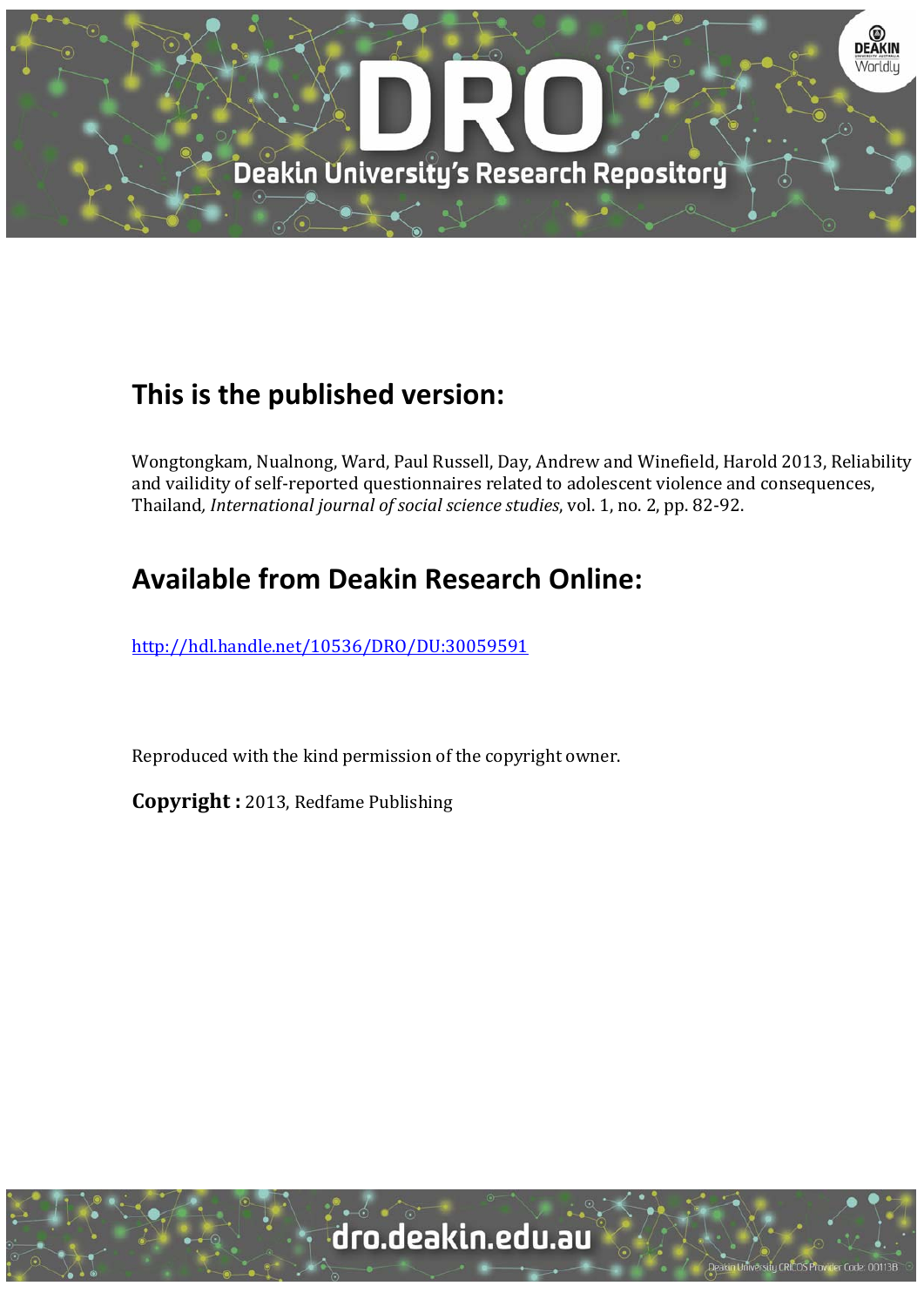## This is the published version:

Wongtongkam, Nualnong, Ward, Paul Russell, Day, Andrew and Winefield, Harold 2013, Reliability and vailidity of self-reported questionnaires related to adolescent violence and consequences, Thailand, *International journal of social science studies*, vol. 1, no. 2, pp. 82-92.

## Available from Deakin Research Online:

http://hdl.handle.net/10536/DRO/DU:30059591

Reproduced with the kind permission of the copyright owner.

**Copyright :** 2013, Redfame Publishing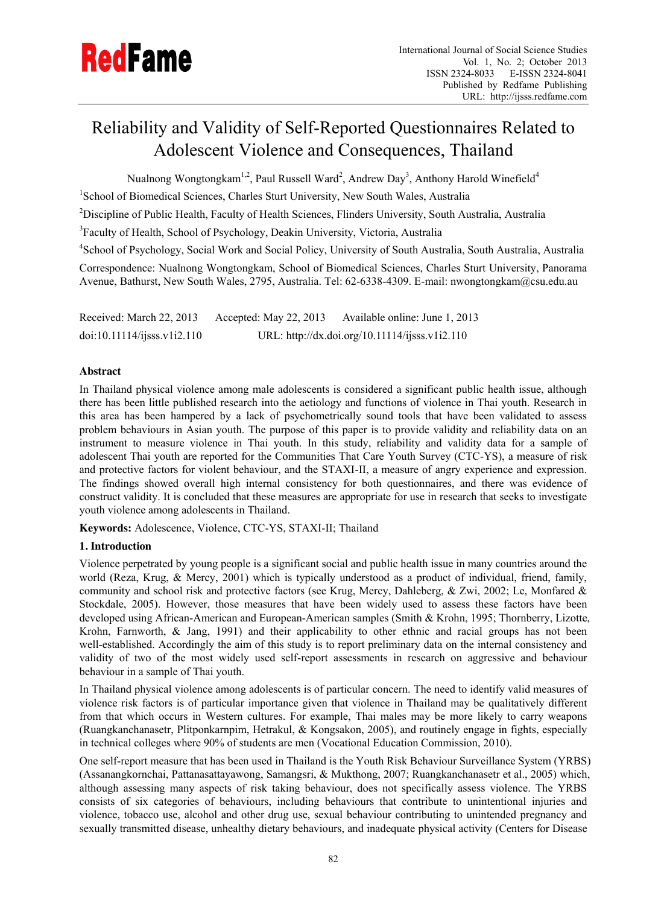# Reliability and Validity of Self-Reported Questionnaires Related to Adolescent Violence and Consequences, Thailand

Nualnong Wongtongkam[1,2], Paul Russell Ward[2], Andrew Day[3], Anthony Harold Winefield[4]

[1]School of Biomedical Sciences, Charles Sturt University, New South Wales, Australia

[2]Discipline of Public Health, Faculty of Health Sciences, Flinders University, South Australia, Australia

[3]Faculty of Health, School of Psychology, Deakin University, Victoria, Australia

[4]School of Psychology, Social Work and Social Policy, University of South Australia, South Australia, Australia

Correspondence: Nualnong Wongtongkam, School of Biomedical Sciences, Charles Sturt University, Panorama Avenue, Bathurst, New South Wales, 2795, Australia. Tel: 62-6338-4309. E-mail: nwongtongkam@csu.edu.au

Received: March 22, 2013  Accepted: May 22, 2013  Available online: June 1, 2013

doi:10.11114/ijsss.v1i2.110  URL: http://dx.doi.org/10.11114/ijsss.v1i2.110

## Abstract

In Thailand physical violence among male adolescents is considered a significant public health issue, although there has been little published research into the aetiology and functions of violence in Thai youth. Research in this area has been hampered by a lack of psychometrically sound tools that have been validated to assess problem behaviours in Asian youth. The purpose of this paper is to provide validity and reliability data on an instrument to measure violence in Thai youth. In this study, reliability and validity data for a sample of adolescent Thai youth are reported for the Communities That Care Youth Survey (CTC-YS), a measure of risk and protective factors for violent behaviour, and the STAXI-II, a measure of angry experience and expression. The findings showed overall high internal consistency for both questionnaires, and there was evidence of construct validity. It is concluded that these measures are appropriate for use in research that seeks to investigate youth violence among adolescents in Thailand.

**Keywords:** Adolescence, Violence, CTC-YS, STAXI-II; Thailand

## 1. Introduction

Violence perpetrated by young people is a significant social and public health issue in many countries around the world (Reza, Krug, & Mercy, 2001) which is typically understood as a product of individual, friend, family, community and school risk and protective factors (see Krug, Mercy, Dahleberg, & Zwi, 2002; Le, Monfared & Stockdale, 2005). However, those measures that have been widely used to assess these factors have been developed using African-American and European-American samples (Smith & Krohn, 1995; Thornberry, Lizotte, Krohn, Farnworth, & Jang, 1991) and their applicability to other ethnic and racial groups has not been well-established. Accordingly the aim of this study is to report preliminary data on the internal consistency and validity of two of the most widely used self-report assessments in research on aggressive and behaviour behaviour in a sample of Thai youth.

In Thailand physical violence among adolescents is of particular concern. The need to identify valid measures of violence risk factors is of particular importance given that violence in Thailand may be qualitatively different from that which occurs in Western cultures. For example, Thai males may be more likely to carry weapons (Ruangkanchanasetr, Plitponkarnpim, Hetrakul, & Kongsakon, 2005), and routinely engage in fights, especially in technical colleges where 90% of students are men (Vocational Education Commission, 2010).

One self-report measure that has been used in Thailand is the Youth Risk Behaviour Surveillance System (YRBS) (Assanangkornchai, Pattanasattayawong, Samangsri, & Mukthong, 2007; Ruangkanchanasetr et al., 2005) which, although assessing many aspects of risk taking behaviour, does not specifically assess violence. The YRBS consists of six categories of behaviours, including behaviours that contribute to unintentional injuries and violence, tobacco use, alcohol and other drug use, sexual behaviour contributing to unintended pregnancy and sexually transmitted disease, unhealthy dietary behaviours, and inadequate physical activity (Centers for Disease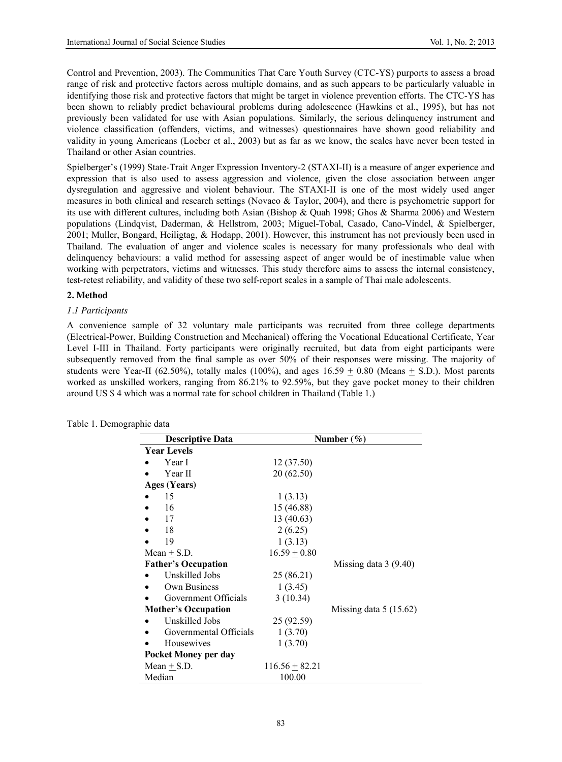Control and Prevention, 2003). The Communities That Care Youth Survey (CTC-YS) purports to assess a broad range of risk and protective factors across multiple domains, and as such appears to be particularly valuable in identifying those risk and protective factors that might be target in violence prevention efforts. The CTC-YS has been shown to reliably predict behavioural problems during adolescence (Hawkins et al., 1995), but has not previously been validated for use with Asian populations. Similarly, the serious delinquency instrument and violence classification (offenders, victims, and witnesses) questionnaires have shown good reliability and validity in young Americans (Loeber et al., 2003) but as far as we know, the scales have never been tested in Thailand or other Asian countries.

Spielberger's (1999) State-Trait Anger Expression Inventory-2 (STAXI-II) is a measure of anger experience and expression that is also used to assess aggression and violence, given the close association between anger dysregulation and aggressive and violent behaviour. The STAXI-II is one of the most widely used anger measures in both clinical and research settings (Novaco & Taylor, 2004), and there is psychometric support for its use with different cultures, including both Asian (Bishop & Quah 1998; Ghos & Sharma 2006) and Western populations (Lindqvist, Daderman, & Hellstrom, 2003; Miguel-Tobal, Casado, Cano-Vindel, & Spielberger, 2001; Muller, Bongard, Heiligtag, & Hodapp, 2001). However, this instrument has not previously been used in Thailand. The evaluation of anger and violence scales is necessary for many professionals who deal with delinquency behaviours: a valid method for assessing aspect of anger would be of inestimable value when working with perpetrators, victims and witnesses. This study therefore aims to assess the internal consistency, test-retest reliability, and validity of these two self-report scales in a sample of Thai male adolescents.

## 2. Method

### *1.1 Participants*

A convenience sample of 32 voluntary male participants was recruited from three college departments (Electrical-Power, Building Construction and Mechanical) offering the Vocational Educational Certificate, Year Level I-III in Thailand. Forty participants were originally recruited, but data from eight participants were subsequently removed from the final sample as over 50% of their responses were missing. The majority of students were Year-II (62.50%), totally males (100%), and ages 16.59 ± 0.80 (Means ± S.D.). Most parents worked as unskilled workers, ranging from 86.21% to 92.59%, but they gave pocket money to their children around US $ 4 which was a normal rate for school children in Thailand (Table 1.)

Table 1. Demographic data

| Descriptive Data | Number (%) | |
|---|---|---|
| **Year Levels** | | |
| • Year I | 12 (37.50) | |
| • Year II | 20 (62.50) | |
| **Ages (Years)** | | |
| • 15 | 1 (3.13) | |
| • 16 | 15 (46.88) | |
| • 17 | 13 (40.63) | |
| • 18 | 2 (6.25) | |
| • 19 | 1 (3.13) | |
| Mean ± S.D. | 16.59 ± 0.80 | |
| **Father's Occupation** | | Missing data 3 (9.40) |
| • Unskilled Jobs | 25 (86.21) | |
| • Own Business | 1 (3.45) | |
| • Government Officials | 3 (10.34) | |
| **Mother's Occupation** | | Missing data 5 (15.62) |
| • Unskilled Jobs | 25 (92.59) | |
| • Governmental Officials | 1 (3.70) | |
| • Housewives | 1 (3.70) | |
| **Pocket Money per day** | | |
| Mean ± S.D. | 116.56 ± 82.21 | |
| Median | 100.00 | |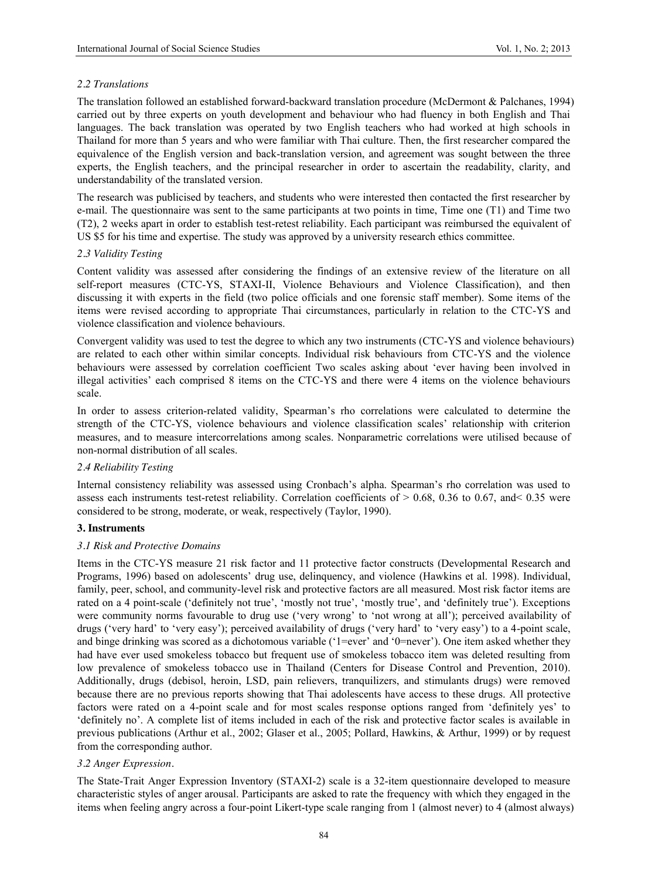### *2.2 Translations*

The translation followed an established forward-backward translation procedure (McDermont & Palchanes, 1994) carried out by three experts on youth development and behaviour who had fluency in both English and Thai languages. The back translation was operated by two English teachers who had worked at high schools in Thailand for more than 5 years and who were familiar with Thai culture. Then, the first researcher compared the equivalence of the English version and back-translation version, and agreement was sought between the three experts, the English teachers, and the principal researcher in order to ascertain the readability, clarity, and understandability of the translated version.

The research was publicised by teachers, and students who were interested then contacted the first researcher by e-mail. The questionnaire was sent to the same participants at two points in time, Time one (T1) and Time two (T2), 2 weeks apart in order to establish test-retest reliability. Each participant was reimbursed the equivalent of US $5 for his time and expertise. The study was approved by a university research ethics committee.

### *2.3 Validity Testing*

Content validity was assessed after considering the findings of an extensive review of the literature on all self-report measures (CTC-YS, STAXI-II, Violence Behaviours and Violence Classification), and then discussing it with experts in the field (two police officials and one forensic staff member). Some items of the items were revised according to appropriate Thai circumstances, particularly in relation to the CTC-YS and violence classification and violence behaviours.

Convergent validity was used to test the degree to which any two instruments (CTC-YS and violence behaviours) are related to each other within similar concepts. Individual risk behaviours from CTC-YS and the violence behaviours were assessed by correlation coefficient Two scales asking about 'ever having been involved in illegal activities' each comprised 8 items on the CTC-YS and there were 4 items on the violence behaviours scale.

In order to assess criterion-related validity, Spearman's rho correlations were calculated to determine the strength of the CTC-YS, violence behaviours and violence classification scales' relationship with criterion measures, and to measure intercorrelations among scales. Nonparametric correlations were utilised because of non-normal distribution of all scales.

### *2.4 Reliability Testing*

Internal consistency reliability was assessed using Cronbach's alpha. Spearman's rho correlation was used to assess each instruments test-retest reliability. Correlation coefficients of $> 0.68$, 0.36 to 0.67, and $< 0.35$ were considered to be strong, moderate, or weak, respectively (Taylor, 1990).

## **3. Instruments**

### *3.1 Risk and Protective Domains*

Items in the CTC-YS measure 21 risk factor and 11 protective factor constructs (Developmental Research and Programs, 1996) based on adolescents' drug use, delinquency, and violence (Hawkins et al. 1998). Individual, family, peer, school, and community-level risk and protective factors are all measured. Most risk factor items are rated on a 4 point-scale ('definitely not true', 'mostly not true', 'mostly true', and 'definitely true'). Exceptions were community norms favourable to drug use ('very wrong' to 'not wrong at all'); perceived availability of drugs ('very hard' to 'very easy'); perceived availability of drugs ('very hard' to 'very easy') to a 4-point scale, and binge drinking was scored as a dichotomous variable ('1=ever' and '0=never'). One item asked whether they had have ever used smokeless tobacco but frequent use of smokeless tobacco item was deleted resulting from low prevalence of smokeless tobacco use in Thailand (Centers for Disease Control and Prevention, 2010). Additionally, drugs (debisol, heroin, LSD, pain relievers, tranquilizers, and stimulants drugs) were removed because there are no previous reports showing that Thai adolescents have access to these drugs. All protective factors were rated on a 4-point scale and for most scales response options ranged from 'definitely yes' to 'definitely no'. A complete list of items included in each of the risk and protective factor scales is available in previous publications (Arthur et al., 2002; Glaser et al., 2005; Pollard, Hawkins, & Arthur, 1999) or by request from the corresponding author.

### *3.2 Anger Expression*.

The State-Trait Anger Expression Inventory (STAXI-2) scale is a 32-item questionnaire developed to measure characteristic styles of anger arousal. Participants are asked to rate the frequency with which they engaged in the items when feeling angry across a four-point Likert-type scale ranging from 1 (almost never) to 4 (almost always)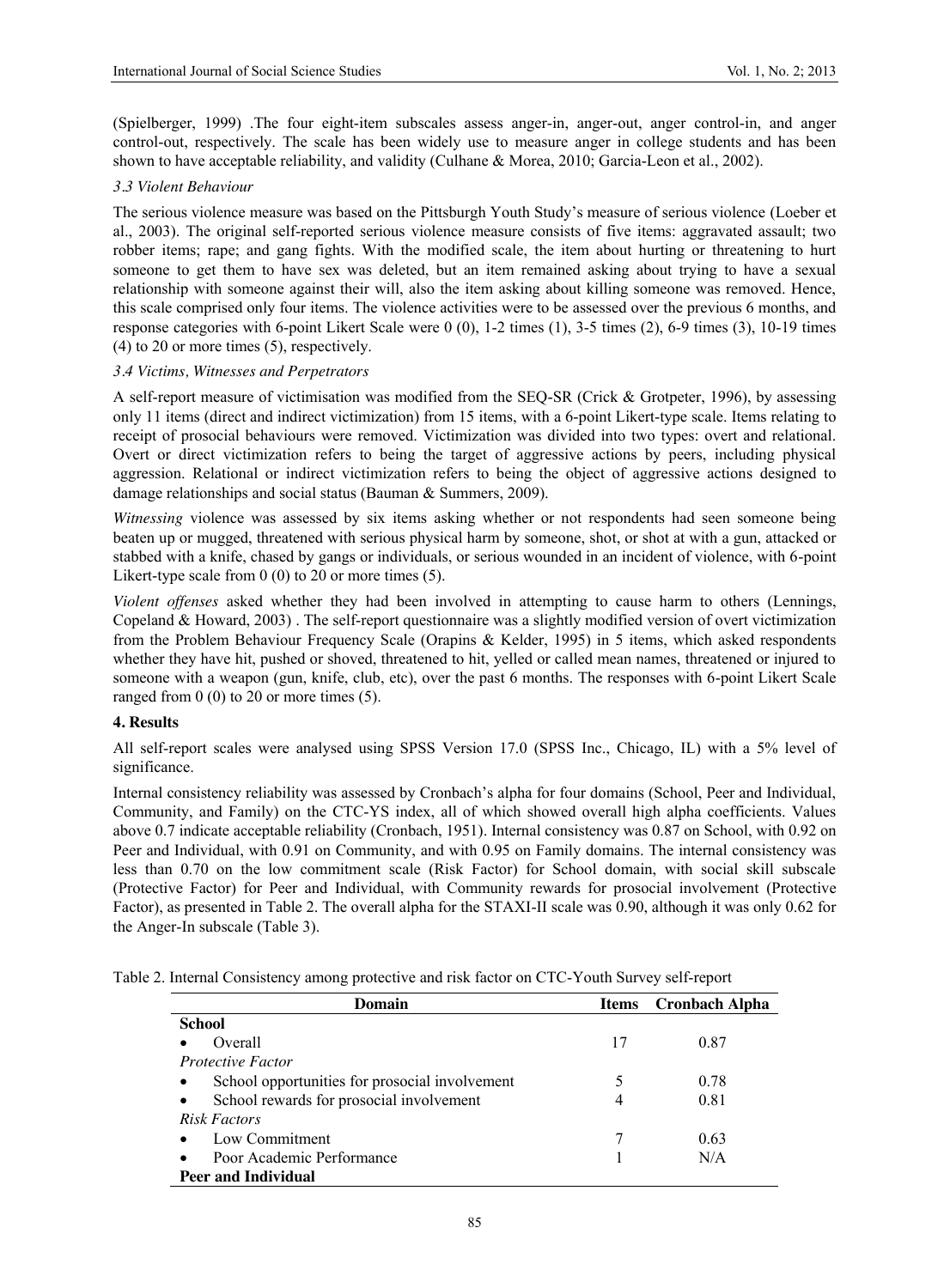(Spielberger, 1999) .The four eight-item subscales assess anger-in, anger-out, anger control-in, and anger control-out, respectively. The scale has been widely use to measure anger in college students and has been shown to have acceptable reliability, and validity (Culhane & Morea, 2010; Garcia-Leon et al., 2002).

### *3.3 Violent Behaviour*

The serious violence measure was based on the Pittsburgh Youth Study's measure of serious violence (Loeber et al., 2003). The original self-reported serious violence measure consists of five items: aggravated assault; two robber items; rape; and gang fights. With the modified scale, the item about hurting or threatening to hurt someone to get them to have sex was deleted, but an item remained asking about trying to have a sexual relationship with someone against their will, also the item asking about killing someone was removed. Hence, this scale comprised only four items. The violence activities were to be assessed over the previous 6 months, and response categories with 6-point Likert Scale were 0 (0), 1-2 times (1), 3-5 times (2), 6-9 times (3), 10-19 times (4) to 20 or more times (5), respectively.

### *3.4 Victims, Witnesses and Perpetrators*

A self-report measure of victimisation was modified from the SEQ-SR (Crick & Grotpeter, 1996), by assessing only 11 items (direct and indirect victimization) from 15 items, with a 6-point Likert-type scale. Items relating to receipt of prosocial behaviours were removed. Victimization was divided into two types: overt and relational. Overt or direct victimization refers to being the target of aggressive actions by peers, including physical aggression. Relational or indirect victimization refers to being the object of aggressive actions designed to damage relationships and social status (Bauman & Summers, 2009).

*Witnessing* violence was assessed by six items asking whether or not respondents had seen someone being beaten up or mugged, threatened with serious physical harm by someone, shot, or shot at with a gun, attacked or stabbed with a knife, chased by gangs or individuals, or serious wounded in an incident of violence, with 6-point Likert-type scale from 0 (0) to 20 or more times (5).

*Violent offenses* asked whether they had been involved in attempting to cause harm to others (Lennings, Copeland & Howard, 2003) . The self-report questionnaire was a slightly modified version of overt victimization from the Problem Behaviour Frequency Scale (Orapins & Kelder, 1995) in 5 items, which asked respondents whether they have hit, pushed or shoved, threatened to hit, yelled or called mean names, threatened or injured to someone with a weapon (gun, knife, club, etc), over the past 6 months. The responses with 6-point Likert Scale ranged from 0 (0) to 20 or more times (5).

## 4. Results

All self-report scales were analysed using SPSS Version 17.0 (SPSS Inc., Chicago, IL) with a 5% level of significance.

Internal consistency reliability was assessed by Cronbach's alpha for four domains (School, Peer and Individual, Community, and Family) on the CTC-YS index, all of which showed overall high alpha coefficients. Values above 0.7 indicate acceptable reliability (Cronbach, 1951). Internal consistency was 0.87 on School, with 0.92 on Peer and Individual, with 0.91 on Community, and with 0.95 on Family domains. The internal consistency was less than 0.70 on the low commitment scale (Risk Factor) for School domain, with social skill subscale (Protective Factor) for Peer and Individual, with Community rewards for prosocial involvement (Protective Factor), as presented in Table 2. The overall alpha for the STAXI-II scale was 0.90, although it was only 0.62 for the Anger-In subscale (Table 3).

Table 2. Internal Consistency among protective and risk factor on CTC-Youth Survey self-report

| Domain | Items | Cronbach Alpha |
|---|---|---|
| **School** | | |
| • Overall | 17 | 0.87 |
| *Protective Factor* | | |
| • School opportunities for prosocial involvement | 5 | 0.78 |
| • School rewards for prosocial involvement | 4 | 0.81 |
| *Risk Factors* | | |
| • Low Commitment | 7 | 0.63 |
| • Poor Academic Performance | 1 | N/A |
| **Peer and Individual** | | |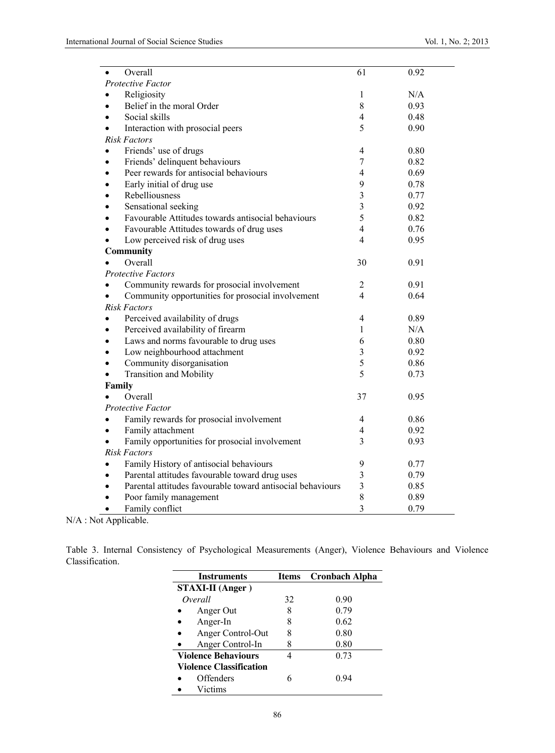| | | |
|---|---|---|
| • Overall | 61 | 0.92 |
| *Protective Factor* | | |
| • Religiosity | 1 | N/A |
| • Belief in the moral Order | 8 | 0.93 |
| • Social skills | 4 | 0.48 |
| • Interaction with prosocial peers | 5 | 0.90 |
| *Risk Factors* | | |
| • Friends' use of drugs | 4 | 0.80 |
| • Friends' delinquent behaviours | 7 | 0.82 |
| • Peer rewards for antisocial behaviours | 4 | 0.69 |
| • Early initial of drug use | 9 | 0.78 |
| • Rebelliousness | 3 | 0.77 |
| • Sensational seeking | 3 | 0.92 |
| • Favourable Attitudes towards antisocial behaviours | 5 | 0.82 |
| • Favourable Attitudes towards of drug uses | 4 | 0.76 |
| • Low perceived risk of drug uses | 4 | 0.95 |
| **Community** | | |
| • Overall | 30 | 0.91 |
| *Protective Factors* | | |
| • Community rewards for prosocial involvement | 2 | 0.91 |
| • Community opportunities for prosocial involvement | 4 | 0.64 |
| *Risk Factors* | | |
| • Perceived availability of drugs | 4 | 0.89 |
| • Perceived availability of firearm | 1 | N/A |
| • Laws and norms favourable to drug uses | 6 | 0.80 |
| • Low neighbourhood attachment | 3 | 0.92 |
| • Community disorganisation | 5 | 0.86 |
| • Transition and Mobility | 5 | 0.73 |
| **Family** | | |
| • Overall | 37 | 0.95 |
| *Protective Factor* | | |
| • Family rewards for prosocial involvement | 4 | 0.86 |
| • Family attachment | 4 | 0.92 |
| • Family opportunities for prosocial involvement | 3 | 0.93 |
| *Risk Factors* | | |
| • Family History of antisocial behaviours | 9 | 0.77 |
| • Parental attitudes favourable toward drug uses | 3 | 0.79 |
| • Parental attitudes favourable toward antisocial behaviours | 3 | 0.85 |
| • Poor family management | 8 | 0.89 |
| • Family conflict | 3 | 0.79 |

N/A : Not Applicable.

Table 3. Internal Consistency of Psychological Measurements (Anger), Violence Behaviours and Violence Classification.

| Instruments | Items | Cronbach Alpha |
|---|---|---|
| **STAXI-II (Anger )** | | |
| *Overall* | 32 | 0.90 |
| • Anger Out | 8 | 0.79 |
| • Anger-In | 8 | 0.62 |
| • Anger Control-Out | 8 | 0.80 |
| • Anger Control-In | 8 | 0.80 |
| **Violence Behaviours** | 4 | 0.73 |
| **Violence Classification** | | |
| • Offenders | 6 | 0.94 |
| • Victims | | |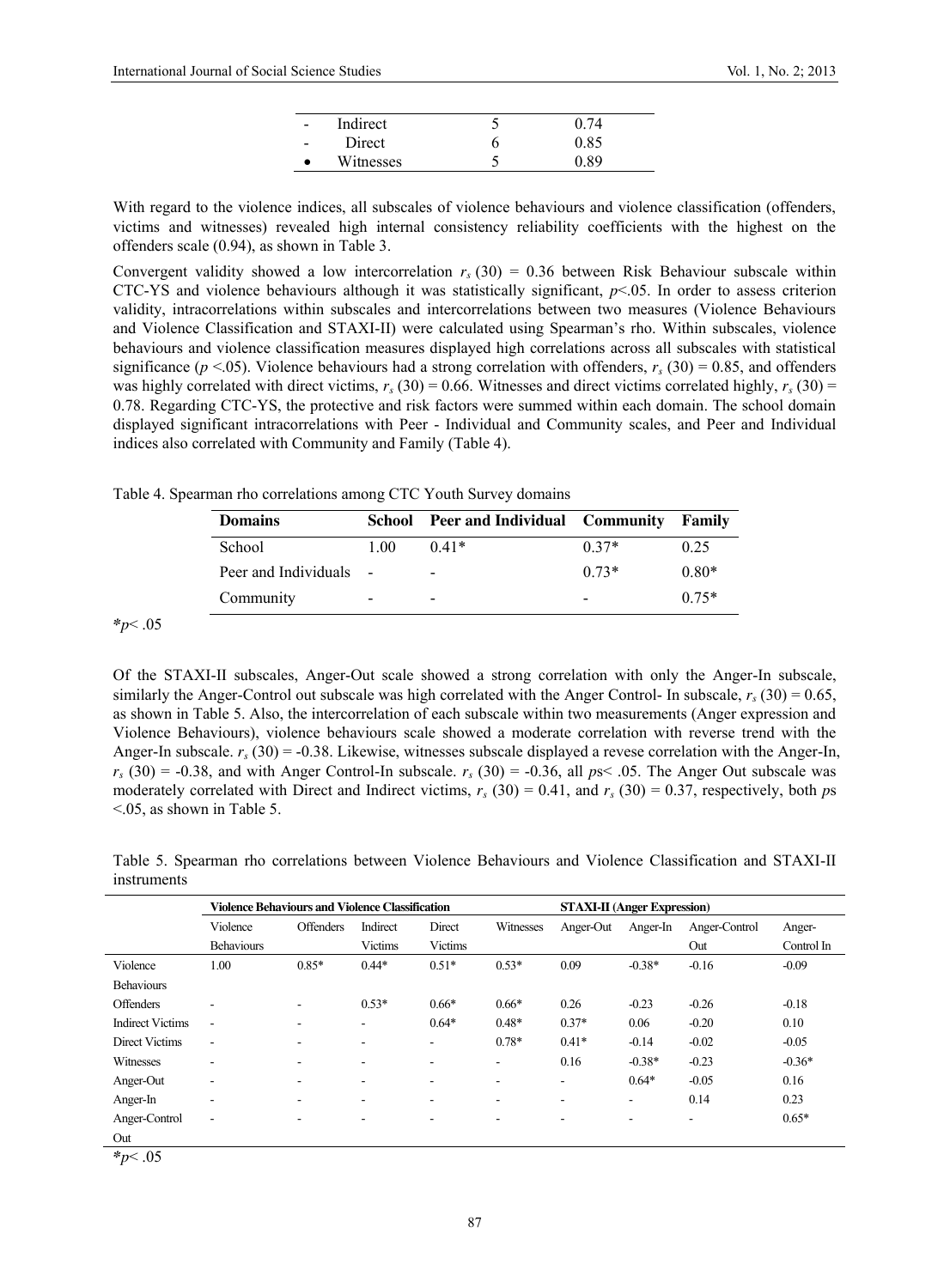| | | | |
|---|---|---|---|
| - | Indirect | 5 | 0.74 |
| - | Direct | 6 | 0.85 |
| • | Witnesses | 5 | 0.89 |

With regard to the violence indices, all subscales of violence behaviours and violence classification (offenders, victims and witnesses) revealed high internal consistency reliability coefficients with the highest on the offenders scale (0.94), as shown in Table 3.

Convergent validity showed a low intercorrelation $r_s\,(30) = 0.36$ between Risk Behaviour subscale within CTC-YS and violence behaviours although it was statistically significant, $p<.05$. In order to assess criterion validity, intracorrelations within subscales and intercorrelations between two measures (Violence Behaviours and Violence Classification and STAXI-II) were calculated using Spearman's rho. Within subscales, violence behaviours and violence classification measures displayed high correlations across all subscales with statistical significance ($p <.05$). Violence behaviours had a strong correlation with offenders, $r_s\,(30) = 0.85$, and offenders was highly correlated with direct victims, $r_s\,(30) = 0.66$. Witnesses and direct victims correlated highly, $r_s\,(30) = 0.78$. Regarding CTC-YS, the protective and risk factors were summed within each domain. The school domain displayed significant intracorrelations with Peer - Individual and Community scales, and Peer and Individual indices also correlated with Community and Family (Table 4).

Table 4. Spearman rho correlations among CTC Youth Survey domains

| Domains | School | Peer and Individual | Community | Family |
|---|---|---|---|---|
| School | 1.00 | 0.41* | 0.37* | 0.25 |
| Peer and Individuals | - | - | 0.73* | 0.80* |
| Community | - | - | - | 0.75* |

*$p< .05$

Of the STAXI-II subscales, Anger-Out scale showed a strong correlation with only the Anger-In subscale, similarly the Anger-Control out subscale was high correlated with the Anger Control- In subscale, $r_s\,(30) = 0.65$, as shown in Table 5. Also, the intercorrelation of each subscale within two measurements (Anger expression and Violence Behaviours), violence behaviours scale showed a moderate correlation with reverse trend with the Anger-In subscale. $r_s\,(30) = -0.38$. Likewise, witnesses subscale displayed a revese correlation with the Anger-In, $r_s\,(30) = -0.38$, and with Anger Control-In subscale. $r_s\,(30) = -0.36$, all $ps< .05$. The Anger Out subscale was moderately correlated with Direct and Indirect victims, $r_s\,(30) = 0.41$, and $r_s\,(30) = 0.37$, respectively, both $ps <.05$, as shown in Table 5.

Table 5. Spearman rho correlations between Violence Behaviours and Violence Classification and STAXI-II instruments

| | Violence Behaviours and Violence Classification | | | | | STAXI-II (Anger Expression) | | | |
|---|---|---|---|---|---|---|---|---|---|
| | Violence Behaviours | Offenders | Indirect Victims | Direct Victims | Witnesses | Anger-Out | Anger-In | Anger-Control Out | Anger-Control In |
| Violence Behaviours | 1.00 | 0.85* | 0.44* | 0.51* | 0.53* | 0.09 | -0.38* | -0.16 | -0.09 |
| Offenders | - | - | 0.53* | 0.66* | 0.66* | 0.26 | -0.23 | -0.26 | -0.18 |
| Indirect Victims | - | - | - | 0.64* | 0.48* | 0.37* | 0.06 | -0.20 | 0.10 |
| Direct Victims | - | - | - | - | 0.78* | 0.41* | -0.14 | -0.02 | -0.05 |
| Witnesses | - | - | - | - | - | 0.16 | -0.38* | -0.23 | -0.36* |
| Anger-Out | - | - | - | - | - | - | 0.64* | -0.05 | 0.16 |
| Anger-In | - | - | - | - | - | - | - | 0.14 | 0.23 |
| Anger-Control Out | - | - | - | - | - | - | - | - | 0.65* |

*$p< .05$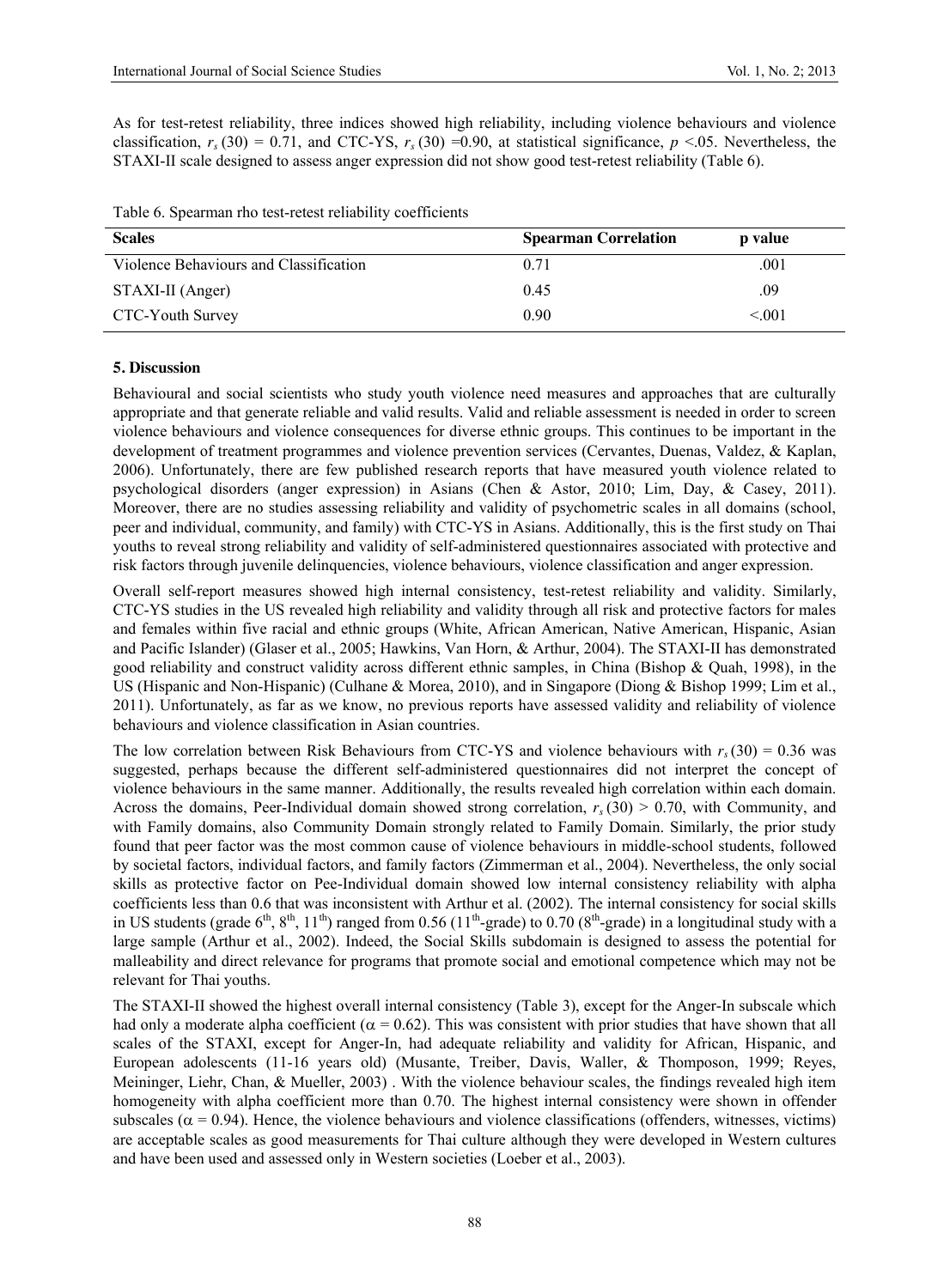As for test-retest reliability, three indices showed high reliability, including violence behaviours and violence classification, $r_s\,(30) = 0.71$, and CTC-YS, $r_s\,(30) = 0.90$, at statistical significance, $p < .05$. Nevertheless, the STAXI-II scale designed to assess anger expression did not show good test-retest reliability (Table 6).

Table 6. Spearman rho test-retest reliability coefficients

| Scales | Spearman Correlation | p value |
| --- | --- | --- |
| Violence Behaviours and Classification | 0.71 | .001 |
| STAXI-II (Anger) | 0.45 | .09 |
| CTC-Youth Survey | 0.90 | <.001 |

## 5. Discussion

Behavioural and social scientists who study youth violence need measures and approaches that are culturally appropriate and that generate reliable and valid results. Valid and reliable assessment is needed in order to screen violence behaviours and violence consequences for diverse ethnic groups. This continues to be important in the development of treatment programmes and violence prevention services (Cervantes, Duenas, Valdez, & Kaplan, 2006). Unfortunately, there are few published research reports that have measured youth violence related to psychological disorders (anger expression) in Asians (Chen & Astor, 2010; Lim, Day, & Casey, 2011). Moreover, there are no studies assessing reliability and validity of psychometric scales in all domains (school, peer and individual, community, and family) with CTC-YS in Asians. Additionally, this is the first study on Thai youths to reveal strong reliability and validity of self-administered questionnaires associated with protective and risk factors through juvenile delinquencies, violence behaviours, violence classification and anger expression.

Overall self-report measures showed high internal consistency, test-retest reliability and validity. Similarly, CTC-YS studies in the US revealed high reliability and validity through all risk and protective factors for males and females within five racial and ethnic groups (White, African American, Native American, Hispanic, Asian and Pacific Islander) (Glaser et al., 2005; Hawkins, Van Horn, & Arthur, 2004). The STAXI-II has demonstrated good reliability and construct validity across different ethnic samples, in China (Bishop & Quah, 1998), in the US (Hispanic and Non-Hispanic) (Culhane & Morea, 2010), and in Singapore (Diong & Bishop 1999; Lim et al., 2011). Unfortunately, as far as we know, no previous reports have assessed validity and reliability of violence behaviours and violence classification in Asian countries.

The low correlation between Risk Behaviours from CTC-YS and violence behaviours with $r_s\,(30) = 0.36$ was suggested, perhaps because the different self-administered questionnaires did not interpret the concept of violence behaviours in the same manner. Additionally, the results revealed high correlation within each domain. Across the domains, Peer-Individual domain showed strong correlation, $r_s\,(30) > 0.70$, with Community, and with Family domains, also Community Domain strongly related to Family Domain. Similarly, the prior study found that peer factor was the most common cause of violence behaviours in middle-school students, followed by societal factors, individual factors, and family factors (Zimmerman et al., 2004). Nevertheless, the only social skills as protective factor on Pee-Individual domain showed low internal consistency reliability with alpha coefficients less than 0.6 that was inconsistent with Arthur et al. (2002). The internal consistency for social skills in US students (grade 6th, 8th, 11th) ranged from 0.56 (11th-grade) to 0.70 (8th-grade) in a longitudinal study with a large sample (Arthur et al., 2002). Indeed, the Social Skills subdomain is designed to assess the potential for malleability and direct relevance for programs that promote social and emotional competence which may not be relevant for Thai youths.

The STAXI-II showed the highest overall internal consistency (Table 3), except for the Anger-In subscale which had only a moderate alpha coefficient ($\alpha = 0.62$). This was consistent with prior studies that have shown that all scales of the STAXI, except for Anger-In, had adequate reliability and validity for African, Hispanic, and European adolescents (11-16 years old) (Musante, Treiber, Davis, Waller, & Thomposon, 1999; Reyes, Meininger, Liehr, Chan, & Mueller, 2003) . With the violence behaviour scales, the findings revealed high item homogeneity with alpha coefficient more than 0.70. The highest internal consistency were shown in offender subscales ($\alpha = 0.94$). Hence, the violence behaviours and violence classifications (offenders, witnesses, victims) are acceptable scales as good measurements for Thai culture although they were developed in Western cultures and have been used and assessed only in Western societies (Loeber et al., 2003).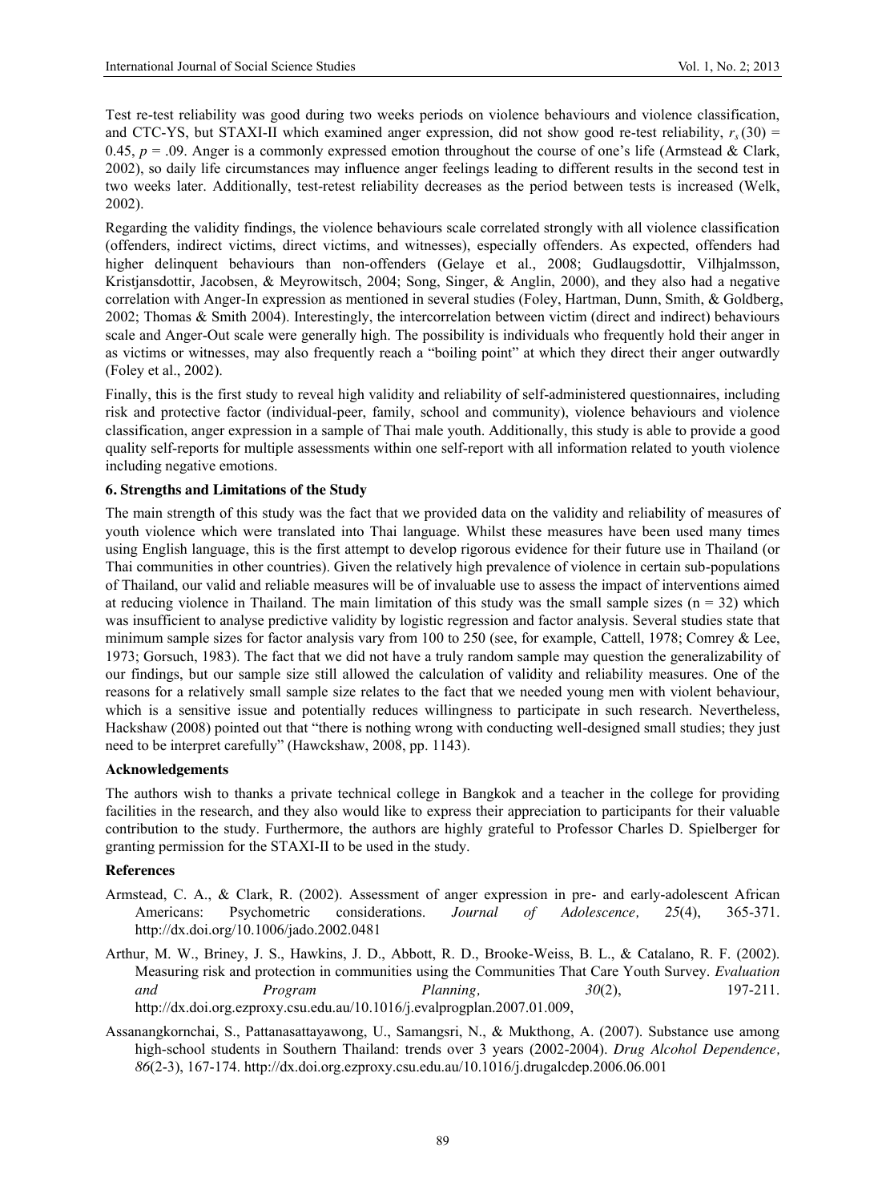Test re-test reliability was good during two weeks periods on violence behaviours and violence classification, and CTC-YS, but STAXI-II which examined anger expression, did not show good re-test reliability, $r_s(30) = 0.45$, $p = .09$. Anger is a commonly expressed emotion throughout the course of one's life (Armstead & Clark, 2002), so daily life circumstances may influence anger feelings leading to different results in the second test in two weeks later. Additionally, test-retest reliability decreases as the period between tests is increased (Welk, 2002).

Regarding the validity findings, the violence behaviours scale correlated strongly with all violence classification (offenders, indirect victims, direct victims, and witnesses), especially offenders. As expected, offenders had higher delinquent behaviours than non-offenders (Gelaye et al., 2008; Gudlaugsdottir, Vilhjalmsson, Kristjansdottir, Jacobsen, & Meyrowitsch, 2004; Song, Singer, & Anglin, 2000), and they also had a negative correlation with Anger-In expression as mentioned in several studies (Foley, Hartman, Dunn, Smith, & Goldberg, 2002; Thomas & Smith 2004). Interestingly, the intercorrelation between victim (direct and indirect) behaviours scale and Anger-Out scale were generally high. The possibility is individuals who frequently hold their anger in as victims or witnesses, may also frequently reach a "boiling point" at which they direct their anger outwardly (Foley et al., 2002).

Finally, this is the first study to reveal high validity and reliability of self-administered questionnaires, including risk and protective factor (individual-peer, family, school and community), violence behaviours and violence classification, anger expression in a sample of Thai male youth. Additionally, this study is able to provide a good quality self-reports for multiple assessments within one self-report with all information related to youth violence including negative emotions.

### 6. Strengths and Limitations of the Study

The main strength of this study was the fact that we provided data on the validity and reliability of measures of youth violence which were translated into Thai language. Whilst these measures have been used many times using English language, this is the first attempt to develop rigorous evidence for their future use in Thailand (or Thai communities in other countries). Given the relatively high prevalence of violence in certain sub-populations of Thailand, our valid and reliable measures will be of invaluable use to assess the impact of interventions aimed at reducing violence in Thailand. The main limitation of this study was the small sample sizes ($n = 32$) which was insufficient to analyse predictive validity by logistic regression and factor analysis. Several studies state that minimum sample sizes for factor analysis vary from 100 to 250 (see, for example, Cattell, 1978; Comrey & Lee, 1973; Gorsuch, 1983). The fact that we did not have a truly random sample may question the generalizability of our findings, but our sample size still allowed the calculation of validity and reliability measures. One of the reasons for a relatively small sample size relates to the fact that we needed young men with violent behaviour, which is a sensitive issue and potentially reduces willingness to participate in such research. Nevertheless, Hackshaw (2008) pointed out that "there is nothing wrong with conducting well-designed small studies; they just need to be interpret carefully" (Hawckshaw, 2008, pp. 1143).

### Acknowledgements

The authors wish to thanks a private technical college in Bangkok and a teacher in the college for providing facilities in the research, and they also would like to express their appreciation to participants for their valuable contribution to the study. Furthermore, the authors are highly grateful to Professor Charles D. Spielberger for granting permission for the STAXI-II to be used in the study.

### References

Armstead, C. A., & Clark, R. (2002). Assessment of anger expression in pre- and early-adolescent African Americans: Psychometric considerations. *Journal of Adolescence, 25*(4), 365-371. http://dx.doi.org/10.1006/jado.2002.0481

Arthur, M. W., Briney, J. S., Hawkins, J. D., Abbott, R. D., Brooke-Weiss, B. L., & Catalano, R. F. (2002). Measuring risk and protection in communities using the Communities That Care Youth Survey. *Evaluation and Program Planning, 30*(2), 197-211. http://dx.doi.org.ezproxy.csu.edu.au/10.1016/j.evalprogplan.2007.01.009,

Assanangkornchai, S., Pattanasattayawong, U., Samangsri, N., & Mukthong, A. (2007). Substance use among high-school students in Southern Thailand: trends over 3 years (2002-2004). *Drug Alcohol Dependence, 86*(2-3), 167-174. http://dx.doi.org.ezproxy.csu.edu.au/10.1016/j.drugalcdep.2006.06.001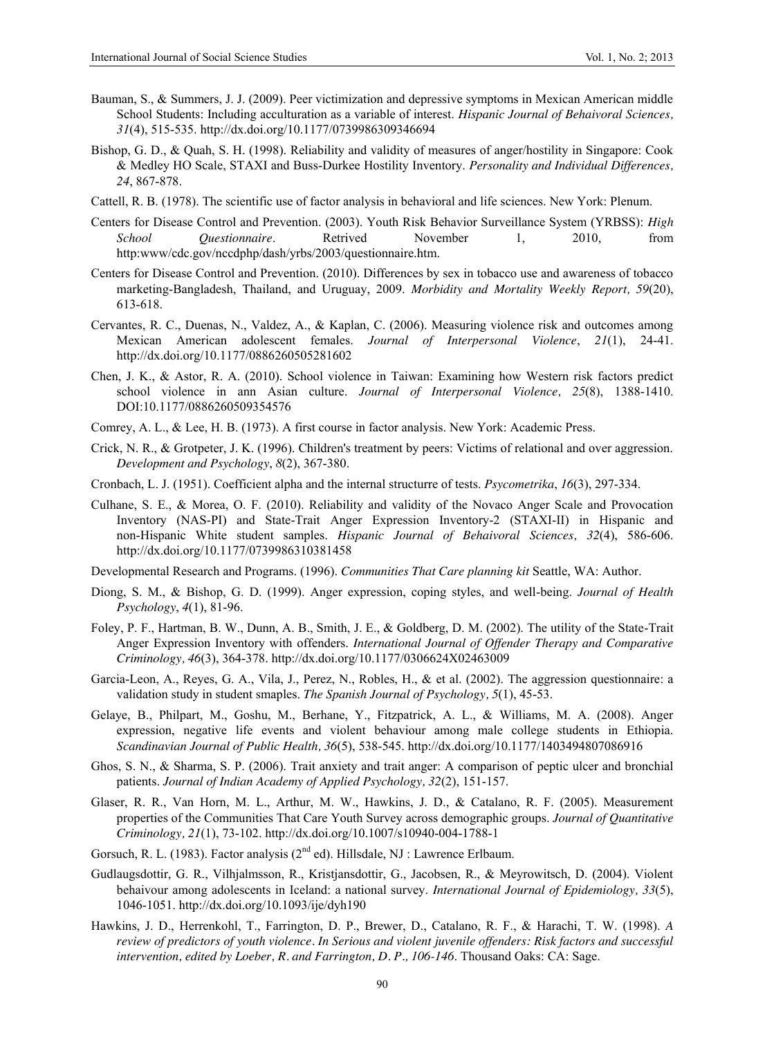Bauman, S., & Summers, J. J. (2009). Peer victimization and depressive symptoms in Mexican American middle School Students: Including acculturation as a variable of interest. *Hispanic Journal of Behaivoral Sciences, 31*(4), 515-535. http://dx.doi.org/10.1177/0739986309346694

Bishop, G. D., & Quah, S. H. (1998). Reliability and validity of measures of anger/hostility in Singapore: Cook & Medley HO Scale, STAXI and Buss-Durkee Hostility Inventory. *Personality and Individual Differences, 24*, 867-878.

Cattell, R. B. (1978). The scientific use of factor analysis in behavioral and life sciences. New York: Plenum.

Centers for Disease Control and Prevention. (2003). Youth Risk Behavior Surveillance System (YRBSS): *High School Questionnaire*. Retrived November 1, 2010, from http:www/cdc.gov/nccdphp/dash/yrbs/2003/questionnaire.htm.

Centers for Disease Control and Prevention. (2010). Differences by sex in tobacco use and awareness of tobacco marketing-Bangladesh, Thailand, and Uruguay, 2009. *Morbidity and Mortality Weekly Report, 59*(20), 613-618.

Cervantes, R. C., Duenas, N., Valdez, A., & Kaplan, C. (2006). Measuring violence risk and outcomes among Mexican American adolescent females. *Journal of Interpersonal Violence*, *21*(1), 24-41. http://dx.doi.org/10.1177/0886260505281602

Chen, J. K., & Astor, R. A. (2010). School violence in Taiwan: Examining how Western risk factors predict school violence in ann Asian culture. *Journal of Interpersonal Violence, 25*(8), 1388-1410. DOI:10.1177/0886260509354576

Comrey, A. L., & Lee, H. B. (1973). A first course in factor analysis. New York: Academic Press.

Crick, N. R., & Grotpeter, J. K. (1996). Children's treatment by peers: Victims of relational and over aggression. *Development and Psychology*, *8*(2), 367-380.

Cronbach, L. J. (1951). Coefficient alpha and the internal structurre of tests. *Psycometrika*, *16*(3), 297-334.

Culhane, S. E., & Morea, O. F. (2010). Reliability and validity of the Novaco Anger Scale and Provocation Inventory (NAS-PI) and State-Trait Anger Expression Inventory-2 (STAXI-II) in Hispanic and non-Hispanic White student samples. *Hispanic Journal of Behaivoral Sciences, 32*(4), 586-606. http://dx.doi.org/10.1177/0739986310381458

Developmental Research and Programs. (1996). *Communities That Care planning kit* Seattle, WA: Author.

Diong, S. M., & Bishop, G. D. (1999). Anger expression, coping styles, and well-being. *Journal of Health Psychology*, *4*(1), 81-96.

Foley, P. F., Hartman, B. W., Dunn, A. B., Smith, J. E., & Goldberg, D. M. (2002). The utility of the State-Trait Anger Expression Inventory with offenders. *International Journal of Offender Therapy and Comparative Criminology, 46*(3), 364-378. http://dx.doi.org/10.1177/0306624X02463009

Garcia-Leon, A., Reyes, G. A., Vila, J., Perez, N., Robles, H., & et al. (2002). The aggression questionnaire: a validation study in student smaples. *The Spanish Journal of Psychology, 5*(1), 45-53.

Gelaye, B., Philpart, M., Goshu, M., Berhane, Y., Fitzpatrick, A. L., & Williams, M. A. (2008). Anger expression, negative life events and violent behaviour among male college students in Ethiopia. *Scandinavian Journal of Public Health, 36*(5), 538-545. http://dx.doi.org/10.1177/1403494807086916

Ghos, S. N., & Sharma, S. P. (2006). Trait anxiety and trait anger: A comparison of peptic ulcer and bronchial patients. *Journal of Indian Academy of Applied Psychology, 32*(2), 151-157.

Glaser, R. R., Van Horn, M. L., Arthur, M. W., Hawkins, J. D., & Catalano, R. F. (2005). Measurement properties of the Communities That Care Youth Survey across demographic groups. *Journal of Quantitative Criminology, 21*(1), 73-102. http://dx.doi.org/10.1007/s10940-004-1788-1

Gorsuch, R. L. (1983). Factor analysis (2nd ed). Hillsdale, NJ : Lawrence Erlbaum.

Gudlaugsdottir, G. R., Vilhjalmsson, R., Kristjansdottir, G., Jacobsen, R., & Meyrowitsch, D. (2004). Violent behaivour among adolescents in Iceland: a national survey. *International Journal of Epidemiology, 33*(5), 1046-1051. http://dx.doi.org/10.1093/ije/dyh190

Hawkins, J. D., Herrenkohl, T., Farrington, D. P., Brewer, D., Catalano, R. F., & Harachi, T. W. (1998). *A review of predictors of youth violence. In Serious and violent juvenile offenders: Risk factors and successful intervention, edited by Loeber, R. and Farrington, D. P., 106-146*. Thousand Oaks: CA: Sage.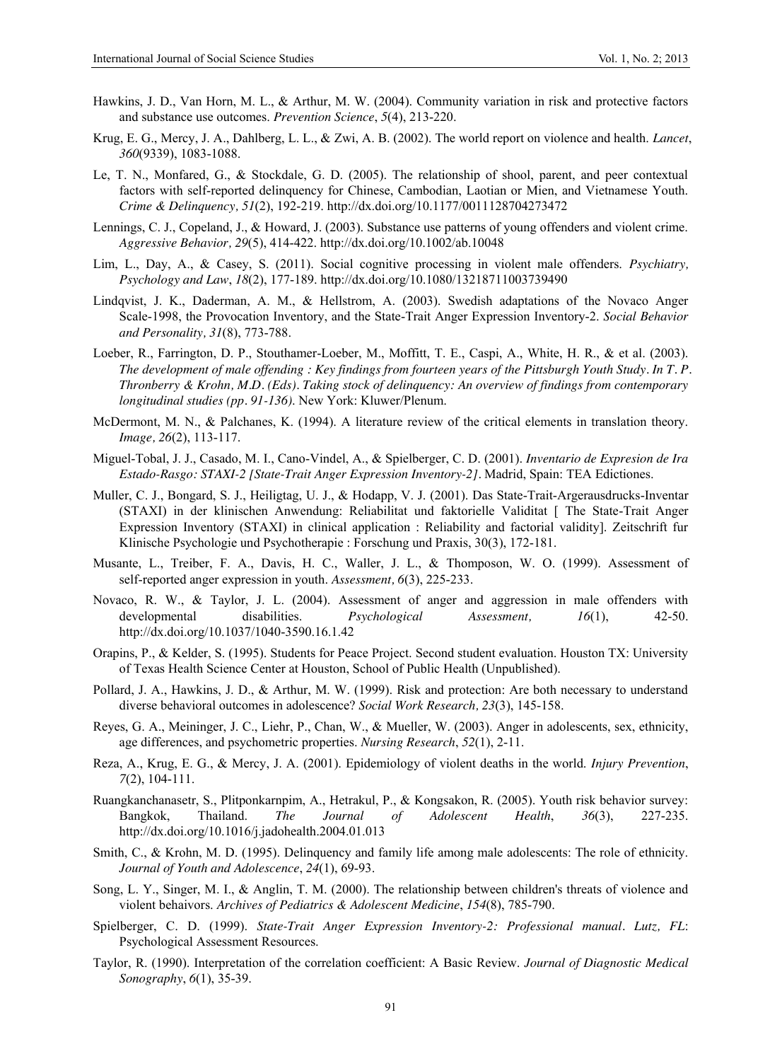Hawkins, J. D., Van Horn, M. L., & Arthur, M. W. (2004). Community variation in risk and protective factors and substance use outcomes. *Prevention Science*, *5*(4), 213-220.

Krug, E. G., Mercy, J. A., Dahlberg, L. L., & Zwi, A. B. (2002). The world report on violence and health. *Lancet*, *360*(9339), 1083-1088.

Le, T. N., Monfared, G., & Stockdale, G. D. (2005). The relationship of shool, parent, and peer contextual factors with self-reported delinquency for Chinese, Cambodian, Laotian or Mien, and Vietnamese Youth. *Crime & Delinquency, 51*(2), 192-219. http://dx.doi.org/10.1177/0011128704273472

Lennings, C. J., Copeland, J., & Howard, J. (2003). Substance use patterns of young offenders and violent crime. *Aggressive Behavior, 29*(5), 414-422. http://dx.doi.org/10.1002/ab.10048

Lim, L., Day, A., & Casey, S. (2011). Social cognitive processing in violent male offenders. *Psychiatry, Psychology and Law*, *18*(2), 177-189. http://dx.doi.org/10.1080/13218711003739490

Lindqvist, J. K., Daderman, A. M., & Hellstrom, A. (2003). Swedish adaptations of the Novaco Anger Scale-1998, the Provocation Inventory, and the State-Trait Anger Expression Inventory-2. *Social Behavior and Personality, 31*(8), 773-788.

Loeber, R., Farrington, D. P., Stouthamer-Loeber, M., Moffitt, T. E., Caspi, A., White, H. R., & et al. (2003). *The development of male offending : Key findings from fourteen years of the Pittsburgh Youth Study. In T. P. Thronberry & Krohn, M.D. (Eds). Taking stock of delinquency: An overview of findings from contemporary longitudinal studies (pp. 91-136).* New York: Kluwer/Plenum.

McDermont, M. N., & Palchanes, K. (1994). A literature review of the critical elements in translation theory. *Image, 26*(2), 113-117.

Miguel-Tobal, J. J., Casado, M. I., Cano-Vindel, A., & Spielberger, C. D. (2001). *Inventario de Expresion de Ira Estado-Rasgo: STAXI-2 [State-Trait Anger Expression Inventory-2]*. Madrid, Spain: TEA Edictiones.

Muller, C. J., Bongard, S. J., Heiligtag, U. J., & Hodapp, V. J. (2001). Das State-Trait-Argerausdrucks-Inventar (STAXI) in der klinischen Anwendung: Reliabilitat und faktorielle Validitat [ The State-Trait Anger Expression Inventory (STAXI) in clinical application : Reliability and factorial validity]. Zeitschrift fur Klinische Psychologie und Psychotherapie : Forschung und Praxis, 30(3), 172-181.

Musante, L., Treiber, F. A., Davis, H. C., Waller, J. L., & Thomposon, W. O. (1999). Assessment of self-reported anger expression in youth. *Assessment, 6*(3), 225-233.

Novaco, R. W., & Taylor, J. L. (2004). Assessment of anger and aggression in male offenders with developmental disabilities. *Psychological Assessment, 16*(1), 42-50. http://dx.doi.org/10.1037/1040-3590.16.1.42

Orapins, P., & Kelder, S. (1995). Students for Peace Project. Second student evaluation. Houston TX: University of Texas Health Science Center at Houston, School of Public Health (Unpublished).

Pollard, J. A., Hawkins, J. D., & Arthur, M. W. (1999). Risk and protection: Are both necessary to understand diverse behavioral outcomes in adolescence? *Social Work Research, 23*(3), 145-158.

Reyes, G. A., Meininger, J. C., Liehr, P., Chan, W., & Mueller, W. (2003). Anger in adolescents, sex, ethnicity, age differences, and psychometric properties. *Nursing Research*, *52*(1), 2-11.

Reza, A., Krug, E. G., & Mercy, J. A. (2001). Epidemiology of violent deaths in the world. *Injury Prevention*, *7*(2), 104-111.

Ruangkanchanasetr, S., Plitponkarnpim, A., Hetrakul, P., & Kongsakon, R. (2005). Youth risk behavior survey: Bangkok, Thailand. *The Journal of Adolescent Health*, *36*(3), 227-235. http://dx.doi.org/10.1016/j.jadohealth.2004.01.013

Smith, C., & Krohn, M. D. (1995). Delinquency and family life among male adolescents: The role of ethnicity. *Journal of Youth and Adolescence*, *24*(1), 69-93.

Song, L. Y., Singer, M. I., & Anglin, T. M. (2000). The relationship between children's threats of violence and violent behaivors. *Archives of Pediatrics & Adolescent Medicine*, *154*(8), 785-790.

Spielberger, C. D. (1999). *State-Trait Anger Expression Inventory-2: Professional manual. Lutz, FL*: Psychological Assessment Resources.

Taylor, R. (1990). Interpretation of the correlation coefficient: A Basic Review. *Journal of Diagnostic Medical Sonography*, *6*(1), 35-39.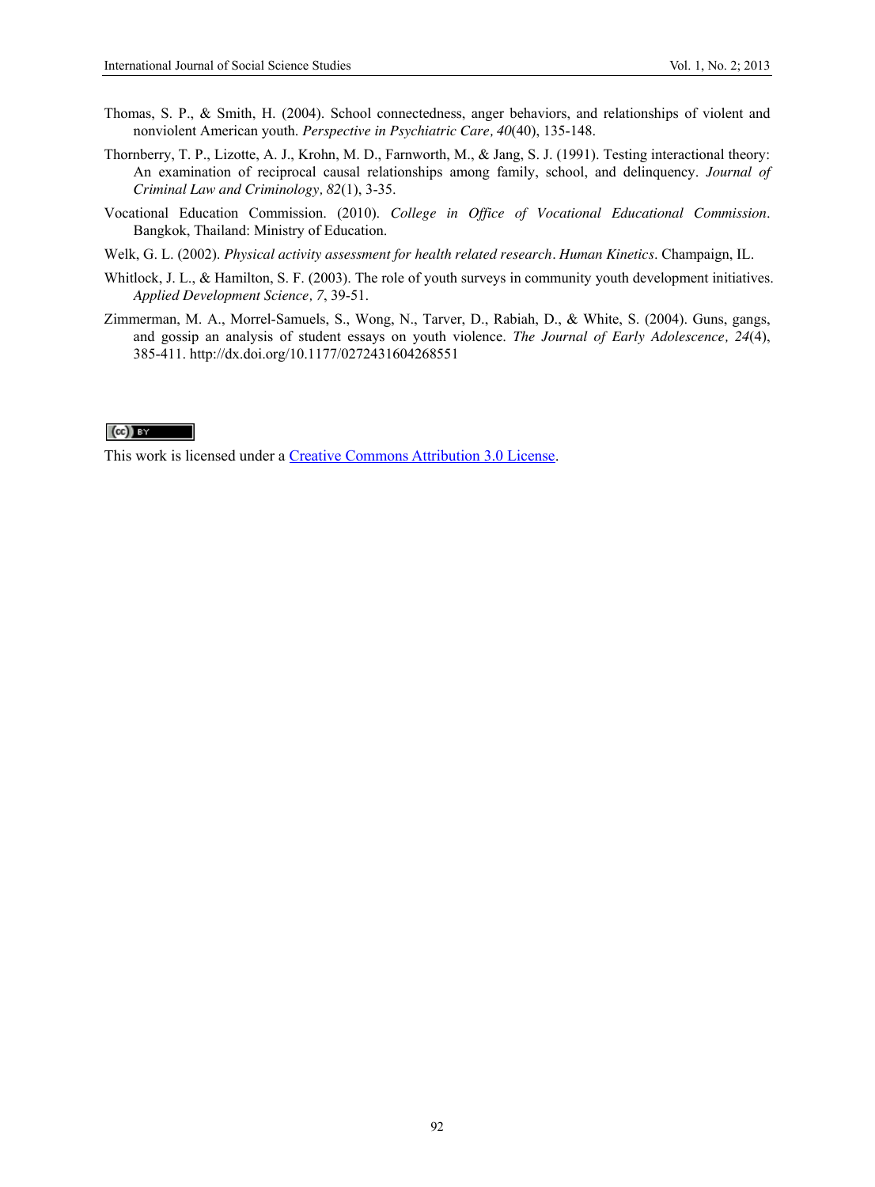Thomas, S. P., & Smith, H. (2004). School connectedness, anger behaviors, and relationships of violent and nonviolent American youth. *Perspective in Psychiatric Care, 40*(40), 135-148.

Thornberry, T. P., Lizotte, A. J., Krohn, M. D., Farnworth, M., & Jang, S. J. (1991). Testing interactional theory: An examination of reciprocal causal relationships among family, school, and delinquency. *Journal of Criminal Law and Criminology, 82*(1), 3-35.

Vocational Education Commission. (2010). *College in Office of Vocational Educational Commission*. Bangkok, Thailand: Ministry of Education.

Welk, G. L. (2002). *Physical activity assessment for health related research*. *Human Kinetics*. Champaign, IL.

Whitlock, J. L., & Hamilton, S. F. (2003). The role of youth surveys in community youth development initiatives. *Applied Development Science, 7*, 39-51.

Zimmerman, M. A., Morrel-Samuels, S., Wong, N., Tarver, D., Rabiah, D., & White, S. (2004). Guns, gangs, and gossip an analysis of student essays on youth violence. *The Journal of Early Adolescence, 24*(4), 385-411. http://dx.doi.org/10.1177/0272431604268551

This work is licensed under a [Creative Commons Attribution 3.0 License](Creative Commons Attribution 3.0 License).